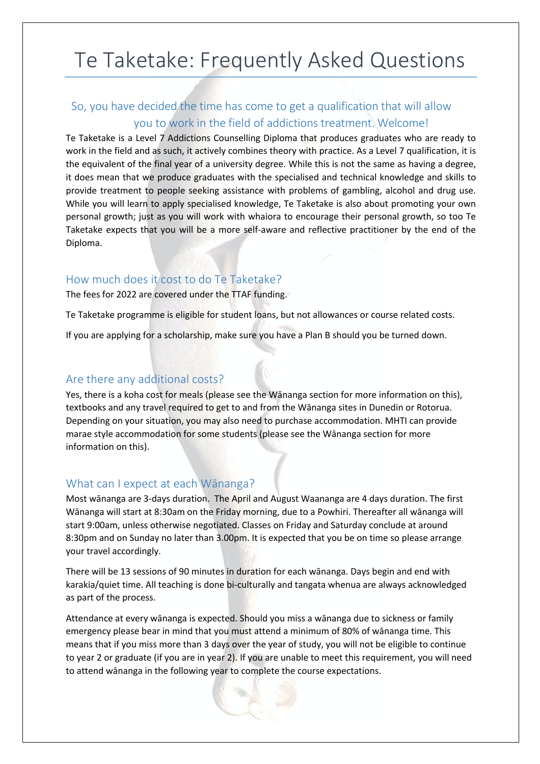# Te Taketake: Frequently Asked Questions

## So, you have decided the time has come to get a qualification that will allow you to work in the field of addictions treatment. Welcome!

Te Taketake is a Level 7 Addictions Counselling Diploma that produces graduates who are ready to work in the field and as such, it actively combines theory with practice. As a Level 7 qualification, it is the equivalent of the final year of a university degree. While this is not the same as having a degree, it does mean that we produce graduates with the specialised and technical knowledge and skills to provide treatment to people seeking assistance with problems of gambling, alcohol and drug use. While you will learn to apply specialised knowledge, Te Taketake is also about promoting your own personal growth; just as you will work with whaiora to encourage their personal growth, so too Te Taketake expects that you will be a more self-aware and reflective practitioner by the end of the Diploma.

## How much does it cost to do Te Taketake?

The fees for 2022 are covered under the TTAF funding.

Te Taketake programme is eligible for student loans, but not allowances or course related costs.

If you are applying for a scholarship, make sure you have a Plan B should you be turned down.

## Are there any additional costs?

Yes, there is a koha cost for meals (please see the Wānanga section for more information on this), textbooks and any travel required to get to and from the Wānanga sites in Dunedin or Rotorua. Depending on your situation, you may also need to purchase accommodation. MHTI can provide marae style accommodation for some students (please see the Wānanga section for more information on this).

## What can I expect at each Wānanga?

Most wānanga are 3-days duration. The April and August Waananga are 4 days duration. The first Wānanga will start at 8:30am on the Friday morning, due to a Powhiri. Thereafter all wānanga will start 9:00am, unless otherwise negotiated. Classes on Friday and Saturday conclude at around 8:30pm and on Sunday no later than 3.00pm. It is expected that you be on time so please arrange your travel accordingly.

There will be 13 sessions of 90 minutes in duration for each wānanga. Days begin and end with karakia/quiet time. All teaching is done bi-culturally and tangata whenua are always acknowledged as part of the process.

Attendance at every wānanga is expected. Should you miss a wānanga due to sickness or family emergency please bear in mind that you must attend a minimum of 80% of wānanga time. This means that if you miss more than 3 days over the year of study, you will not be eligible to continue to year 2 or graduate (if you are in year 2). If you are unable to meet this requirement, you will need to attend wānanga in the following year to complete the course expectations.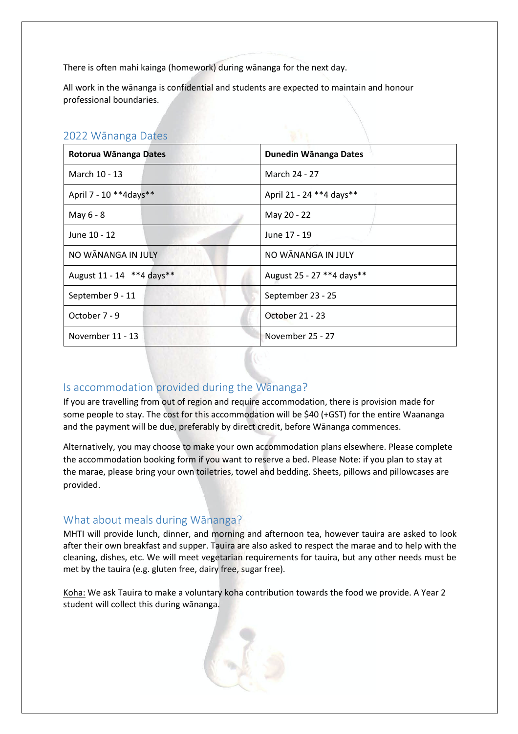There is often mahi kainga (homework) during wānanga for the next day.

All work in the wānanga is confidential and students are expected to maintain and honour professional boundaries.

## 2022 Wānanga Dates

| Rotorua Wānanga Dates | Dunedin Wānanga Dates |
|---|---|
| March 10 - 13 | March 24 - 27 |
| April 7 - 10 **4days** | April 21 - 24 **4 days** |
| May 6 - 8 | May 20 - 22 |
| June 10 - 12 | June 17 - 19 |
| NO WĀNANGA IN JULY | NO WĀNANGA IN JULY |
| August 11 - 14 **4 days** | August 25 - 27 **4 days** |
| September 9 - 11 | September 23 - 25 |
| October 7 - 9 | October 21 - 23 |
| November 11 - 13 | November 25 - 27 |

## Is accommodation provided during the Wānanga?

If you are travelling from out of region and require accommodation, there is provision made for some people to stay. The cost for this accommodation will be $40 (+GST) for the entire Waananga and the payment will be due, preferably by direct credit, before Wānanga commences.

Alternatively, you may choose to make your own accommodation plans elsewhere. Please complete the accommodation booking form if you want to reserve a bed. Please Note: if you plan to stay at the marae, please bring your own toiletries, towel and bedding. Sheets, pillows and pillowcases are provided.

## What about meals during Wānanga?

MHTI will provide lunch, dinner, and morning and afternoon tea, however tauira are asked to look after their own breakfast and supper. Tauira are also asked to respect the marae and to help with the cleaning, dishes, etc. We will meet vegetarian requirements for tauira, but any other needs must be met by the tauira (e.g. gluten free, dairy free, sugar free).

Koha: We ask Tauira to make a voluntary koha contribution towards the food we provide. A Year 2 student will collect this during wānanga.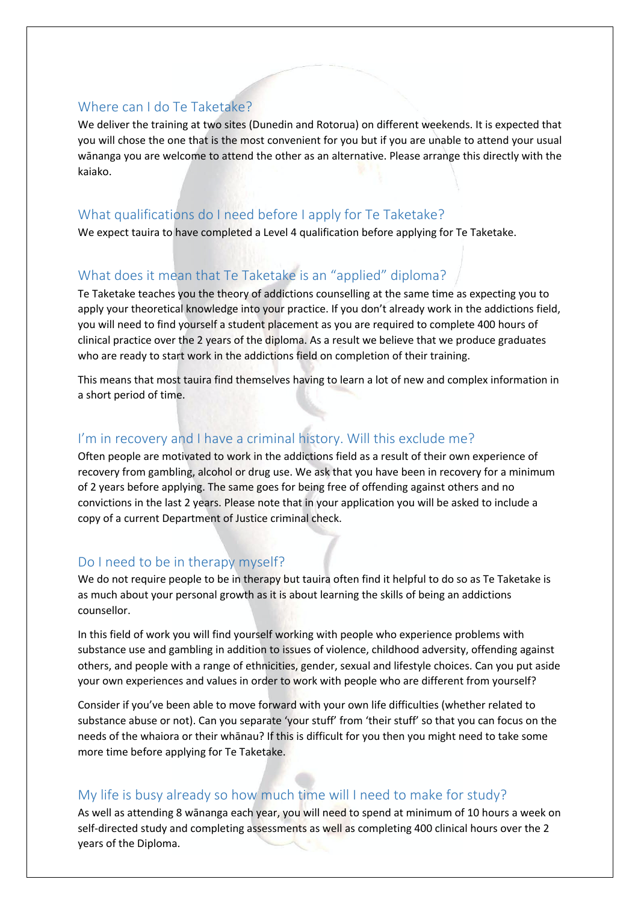## Where can I do Te Taketake?

We deliver the training at two sites (Dunedin and Rotorua) on different weekends. It is expected that you will chose the one that is the most convenient for you but if you are unable to attend your usual wānanga you are welcome to attend the other as an alternative. Please arrange this directly with the kaiako.

## What qualifications do I need before I apply for Te Taketake?

We expect tauira to have completed a Level 4 qualification before applying for Te Taketake.

## What does it mean that Te Taketake is an "applied" diploma?

Te Taketake teaches you the theory of addictions counselling at the same time as expecting you to apply your theoretical knowledge into your practice. If you don't already work in the addictions field, you will need to find yourself a student placement as you are required to complete 400 hours of clinical practice over the 2 years of the diploma. As a result we believe that we produce graduates who are ready to start work in the addictions field on completion of their training.

This means that most tauira find themselves having to learn a lot of new and complex information in a short period of time.

## I'm in recovery and I have a criminal history. Will this exclude me?

Often people are motivated to work in the addictions field as a result of their own experience of recovery from gambling, alcohol or drug use. We ask that you have been in recovery for a minimum of 2 years before applying. The same goes for being free of offending against others and no convictions in the last 2 years. Please note that in your application you will be asked to include a copy of a current Department of Justice criminal check.

## Do I need to be in therapy myself?

We do not require people to be in therapy but tauira often find it helpful to do so as Te Taketake is as much about your personal growth as it is about learning the skills of being an addictions counsellor.

In this field of work you will find yourself working with people who experience problems with substance use and gambling in addition to issues of violence, childhood adversity, offending against others, and people with a range of ethnicities, gender, sexual and lifestyle choices. Can you put aside your own experiences and values in order to work with people who are different from yourself?

Consider if you've been able to move forward with your own life difficulties (whether related to substance abuse or not). Can you separate 'your stuff' from 'their stuff' so that you can focus on the needs of the whaiora or their whānau? If this is difficult for you then you might need to take some more time before applying for Te Taketake.

## My life is busy already so how much time will I need to make for study?

As well as attending 8 wānanga each year, you will need to spend at minimum of 10 hours a week on self-directed study and completing assessments as well as completing 400 clinical hours over the 2 years of the Diploma.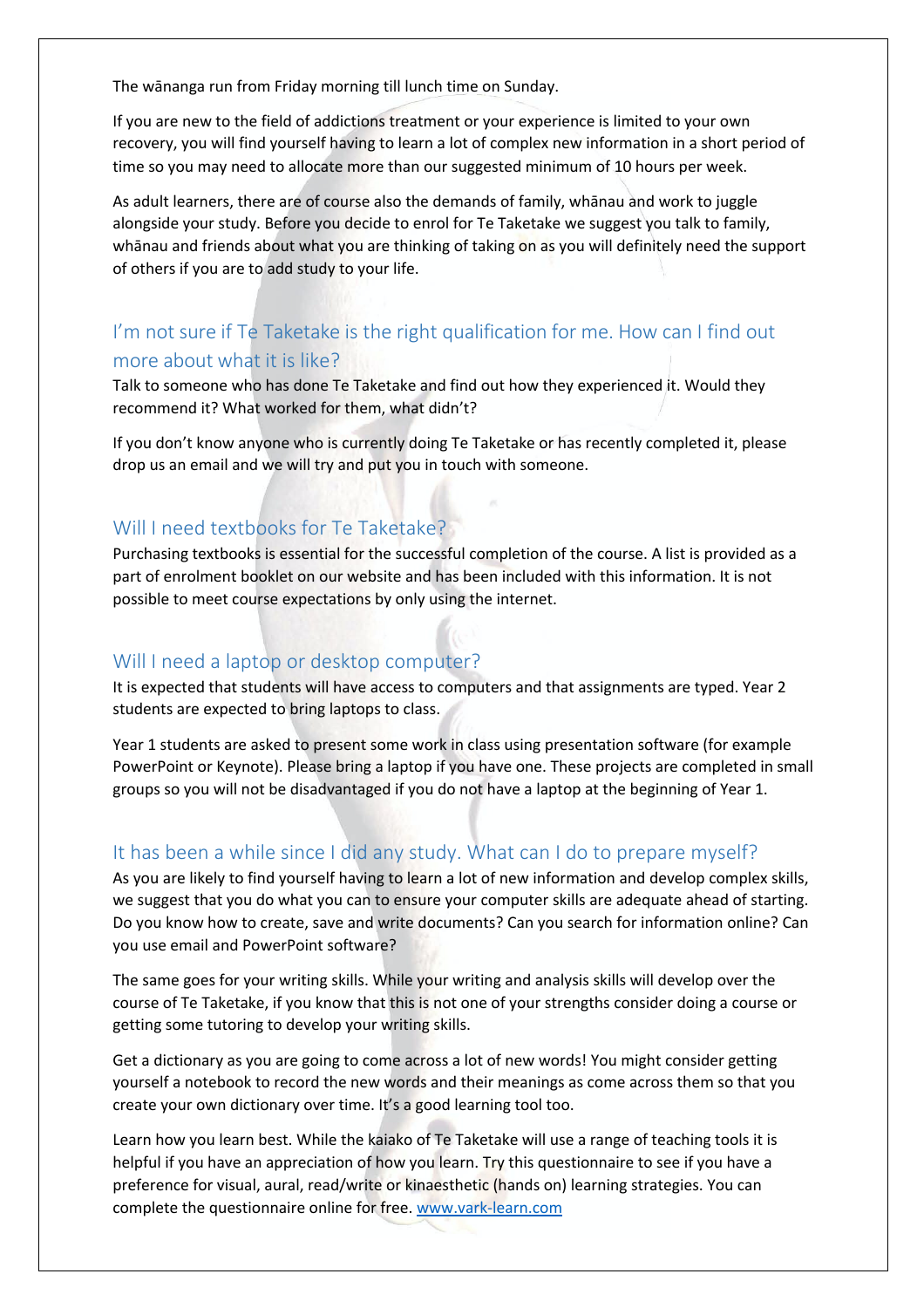The wānanga run from Friday morning till lunch time on Sunday.

If you are new to the field of addictions treatment or your experience is limited to your own recovery, you will find yourself having to learn a lot of complex new information in a short period of time so you may need to allocate more than our suggested minimum of 10 hours per week.

As adult learners, there are of course also the demands of family, whānau and work to juggle alongside your study. Before you decide to enrol for Te Taketake we suggest you talk to family, whānau and friends about what you are thinking of taking on as you will definitely need the support of others if you are to add study to your life.

## I'm not sure if Te Taketake is the right qualification for me. How can I find out more about what it is like?

Talk to someone who has done Te Taketake and find out how they experienced it. Would they recommend it? What worked for them, what didn't?

If you don't know anyone who is currently doing Te Taketake or has recently completed it, please drop us an email and we will try and put you in touch with someone.

## Will I need textbooks for Te Taketake?

Purchasing textbooks is essential for the successful completion of the course. A list is provided as a part of enrolment booklet on our website and has been included with this information. It is not possible to meet course expectations by only using the internet.

## Will I need a laptop or desktop computer?

It is expected that students will have access to computers and that assignments are typed. Year 2 students are expected to bring laptops to class.

Year 1 students are asked to present some work in class using presentation software (for example PowerPoint or Keynote). Please bring a laptop if you have one. These projects are completed in small groups so you will not be disadvantaged if you do not have a laptop at the beginning of Year 1.

## It has been a while since I did any study. What can I do to prepare myself?

As you are likely to find yourself having to learn a lot of new information and develop complex skills, we suggest that you do what you can to ensure your computer skills are adequate ahead of starting. Do you know how to create, save and write documents? Can you search for information online? Can you use email and PowerPoint software?

The same goes for your writing skills. While your writing and analysis skills will develop over the course of Te Taketake, if you know that this is not one of your strengths consider doing a course or getting some tutoring to develop your writing skills.

Get a dictionary as you are going to come across a lot of new words! You might consider getting yourself a notebook to record the new words and their meanings as come across them so that you create your own dictionary over time. It's a good learning tool too.

Learn how you learn best. While the kaiako of Te Taketake will use a range of teaching tools it is helpful if you have an appreciation of how you learn. Try this questionnaire to see if you have a preference for visual, aural, read/write or kinaesthetic (hands on) learning strategies. You can complete the questionnaire online for free. [www.vark-learn.com](http://www.vark-learn.com)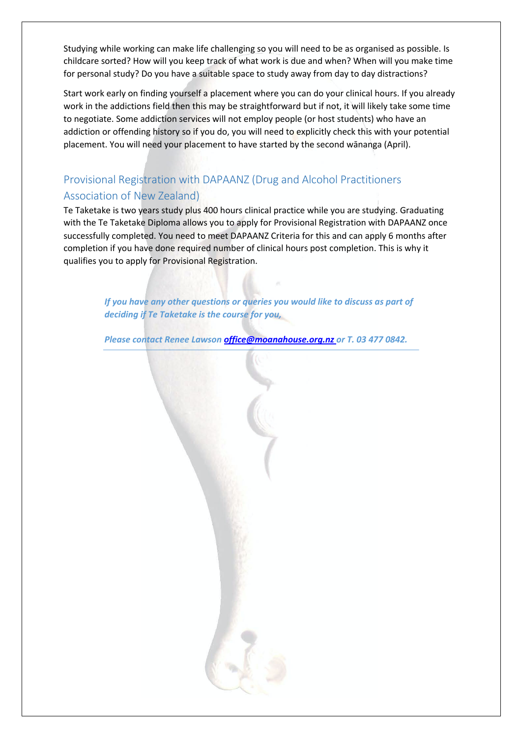Studying while working can make life challenging so you will need to be as organised as possible. Is childcare sorted? How will you keep track of what work is due and when? When will you make time for personal study? Do you have a suitable space to study away from day to day distractions?

Start work early on finding yourself a placement where you can do your clinical hours. If you already work in the addictions field then this may be straightforward but if not, it will likely take some time to negotiate. Some addiction services will not employ people (or host students) who have an addiction or offending history so if you do, you will need to explicitly check this with your potential placement. You will need your placement to have started by the second wānanga (April).

## Provisional Registration with DAPAANZ (Drug and Alcohol Practitioners Association of New Zealand)

Te Taketake is two years study plus 400 hours clinical practice while you are studying. Graduating with the Te Taketake Diploma allows you to apply for Provisional Registration with DAPAANZ once successfully completed. You need to meet DAPAANZ Criteria for this and can apply 6 months after completion if you have done required number of clinical hours post completion. This is why it qualifies you to apply for Provisional Registration.

***If you have any other questions or queries you would like to discuss as part of deciding if Te Taketake is the course for you,***

***Please contact Renee Lawson office@moanahouse.org.nz or T. 03 477 0842.***